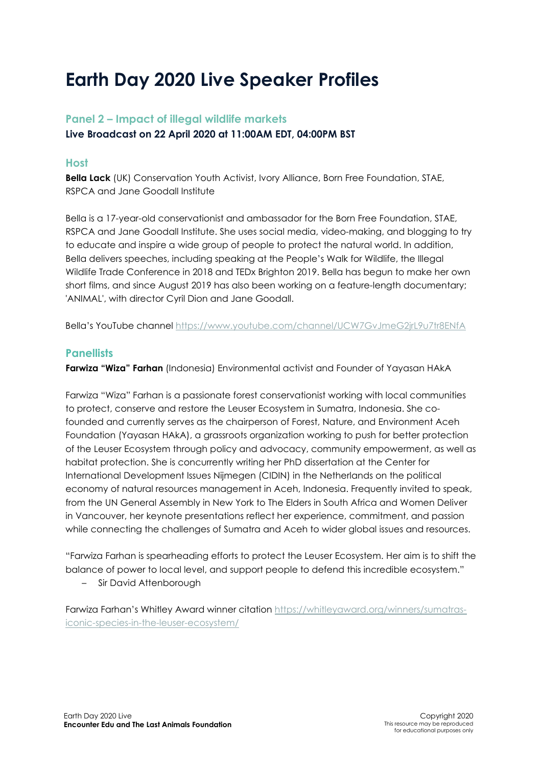# Earth Day 2020 Live Speaker Profiles

## Panel 2 – Impact of illegal wildlife markets

**Live Broadcast on 22 April 2020 at 11:00AM EDT, 04:00PM BST**

### Host

**Bella Lack** (UK) Conservation Youth Activist, Ivory Alliance, Born Free Foundation, STAE, RSPCA and Jane Goodall Institute

Bella is a 17-year-old conservationist and ambassador for the Born Free Foundation, STAE, RSPCA and Jane Goodall Institute. She uses social media, video-making, and blogging to try to educate and inspire a wide group of people to protect the natural world. In addition, Bella delivers speeches, including speaking at the People's Walk for Wildlife, the Illegal Wildlife Trade Conference in 2018 and TEDx Brighton 2019. Bella has begun to make her own short films, and since August 2019 has also been working on a feature-length documentary; 'ANIMAL', with director Cyril Dion and Jane Goodall.

Bella's YouTube channel https://www.youtube.com/channel/UCW7GvJmeG2jrL9u7tr8ENfA

### Panellists

**Farwiza "Wiza" Farhan** (Indonesia) Environmental activist and Founder of Yayasan HAkA

Farwiza "Wiza" Farhan is a passionate forest conservationist working with local communities to protect, conserve and restore the Leuser Ecosystem in Sumatra, Indonesia. She co-founded and currently serves as the chairperson of Forest, Nature, and Environment Aceh Foundation (Yayasan HAkA), a grassroots organization working to push for better protection of the Leuser Ecosystem through policy and advocacy, community empowerment, as well as habitat protection. She is concurrently writing her PhD dissertation at the Center for International Development Issues Nijmegen (CIDIN) in the Netherlands on the political economy of natural resources management in Aceh, Indonesia. Frequently invited to speak, from the UN General Assembly in New York to The Elders in South Africa and Women Deliver in Vancouver, her keynote presentations reflect her experience, commitment, and passion while connecting the challenges of Sumatra and Aceh to wider global issues and resources.

"Farwiza Farhan is spearheading efforts to protect the Leuser Ecosystem. Her aim is to shift the balance of power to local level, and support people to defend this incredible ecosystem."

– Sir David Attenborough

Farwiza Farhan's Whitley Award winner citation https://whitleyaward.org/winners/sumatras-iconic-species-in-the-leuser-ecosystem/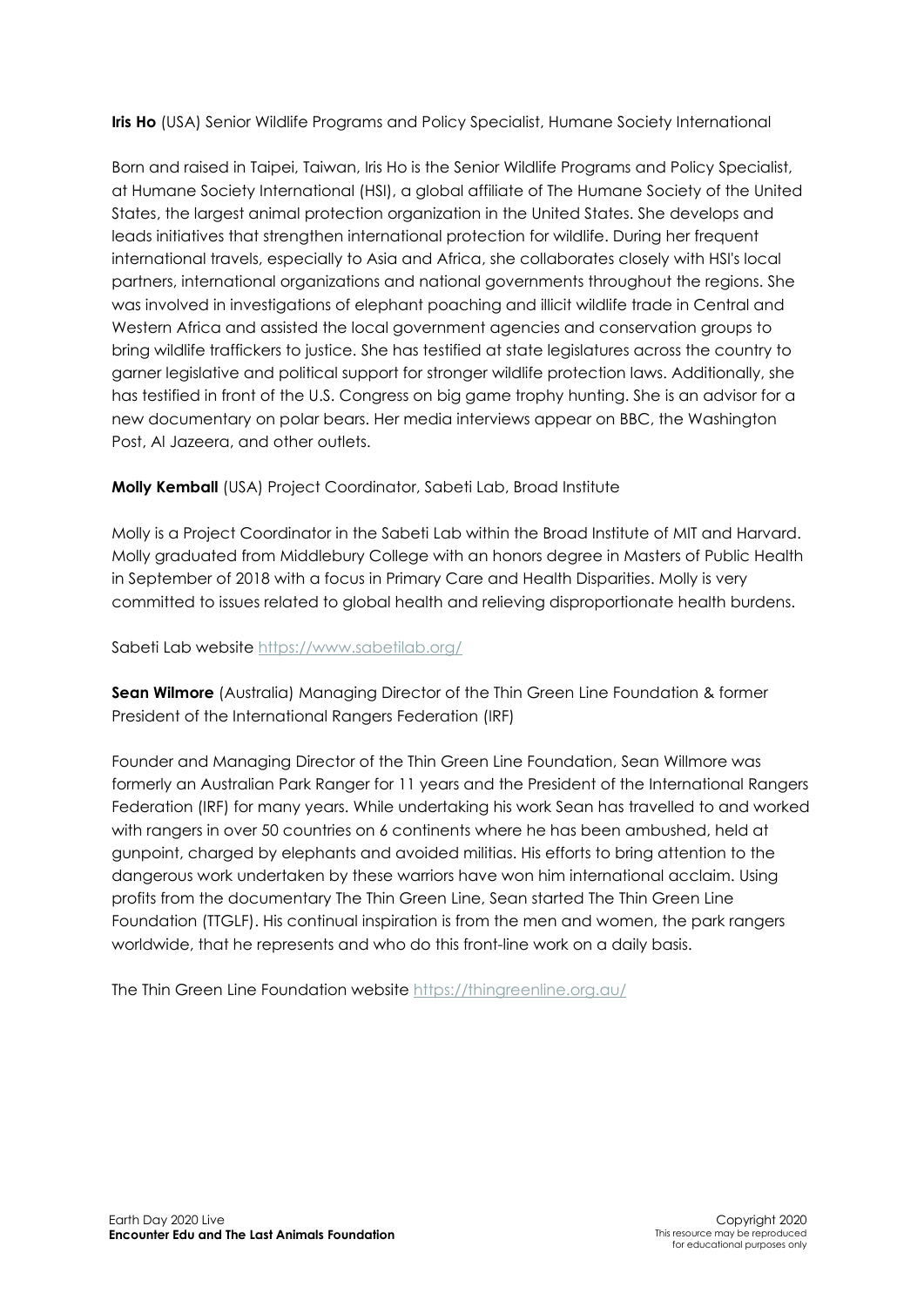**Iris Ho** (USA) Senior Wildlife Programs and Policy Specialist, Humane Society International

Born and raised in Taipei, Taiwan, Iris Ho is the Senior Wildlife Programs and Policy Specialist, at Humane Society International (HSI), a global affiliate of The Humane Society of the United States, the largest animal protection organization in the United States. She develops and leads initiatives that strengthen international protection for wildlife. During her frequent international travels, especially to Asia and Africa, she collaborates closely with HSI's local partners, international organizations and national governments throughout the regions. She was involved in investigations of elephant poaching and illicit wildlife trade in Central and Western Africa and assisted the local government agencies and conservation groups to bring wildlife traffickers to justice. She has testified at state legislatures across the country to garner legislative and political support for stronger wildlife protection laws. Additionally, she has testified in front of the U.S. Congress on big game trophy hunting. She is an advisor for a new documentary on polar bears. Her media interviews appear on BBC, the Washington Post, Al Jazeera, and other outlets.

**Molly Kemball** (USA) Project Coordinator, Sabeti Lab, Broad Institute

Molly is a Project Coordinator in the Sabeti Lab within the Broad Institute of MIT and Harvard. Molly graduated from Middlebury College with an honors degree in Masters of Public Health in September of 2018 with a focus in Primary Care and Health Disparities. Molly is very committed to issues related to global health and relieving disproportionate health burdens.

Sabeti Lab website https://www.sabetilab.org/

**Sean Wilmore** (Australia) Managing Director of the Thin Green Line Foundation & former President of the International Rangers Federation (IRF)

Founder and Managing Director of the Thin Green Line Foundation, Sean Willmore was formerly an Australian Park Ranger for 11 years and the President of the International Rangers Federation (IRF) for many years. While undertaking his work Sean has travelled to and worked with rangers in over 50 countries on 6 continents where he has been ambushed, held at gunpoint, charged by elephants and avoided militias. His efforts to bring attention to the dangerous work undertaken by these warriors have won him international acclaim. Using profits from the documentary The Thin Green Line, Sean started The Thin Green Line Foundation (TTGLF). His continual inspiration is from the men and women, the park rangers worldwide, that he represents and who do this front-line work on a daily basis.

The Thin Green Line Foundation website https://thingreenline.org.au/